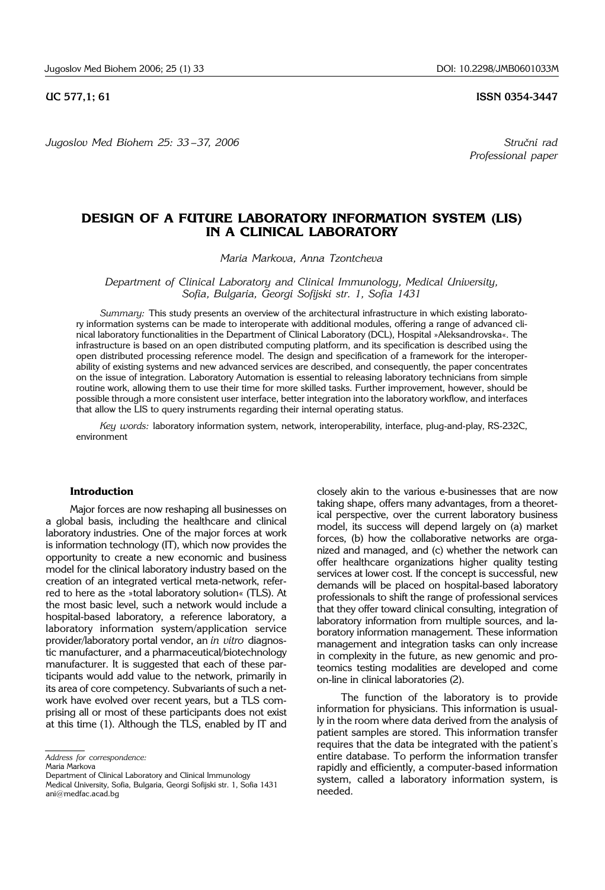UC 577,1; 61 ISSN 0354-3447

*Stručni rad*
*Professional paper*

# DESIGN OF A FUTURE LABORATORY INFORMATION SYSTEM (LIS) IN A CLINICAL LABORATORY

*Maria Markova, Anna Tzontcheva*

*Department of Clinical Laboratory and Clinical Immunology, Medical University, Sofia, Bulgaria, Georgi Sofijski str. 1, Sofia 1431*

*Summary:* This study presents an overview of the architectural infrastructure in which existing laboratory information systems can be made to interoperate with additional modules, offering a range of advanced clinical laboratory functionalities in the Department of Clinical Laboratory (DCL), Hospital »Aleksandrovska«. The infrastructure is based on an open distributed computing platform, and its specification is described using the open distributed processing reference model. The design and specification of a framework for the interoperability of existing systems and new advanced services are described, and consequently, the paper concentrates on the issue of integration. Laboratory Automation is essential to releasing laboratory technicians from simple routine work, allowing them to use their time for more skilled tasks. Further improvement, however, should be possible through a more consistent user interface, better integration into the laboratory workflow, and interfaces that allow the LIS to query instruments regarding their internal operating status.

*Key words:* laboratory information system, network, interoperability, interface, plug-and-play, RS-232C, environment

## Introduction

Major forces are now reshaping all businesses on a global basis, including the healthcare and clinical laboratory industries. One of the major forces at work is information technology (IT), which now provides the opportunity to create a new economic and business model for the clinical laboratory industry based on the creation of an integrated vertical meta-network, referred to here as the »total laboratory solution« (TLS). At the most basic level, such a network would include a hospital-based laboratory, a reference laboratory, a laboratory information system/application service provider/laboratory portal vendor, an *in vitro* diagnostic manufacturer, and a pharmaceutical/biotechnology manufacturer. It is suggested that each of these participants would add value to the network, primarily in its area of core competency. Subvariants of such a network have evolved over recent years, but a TLS comprising all or most of these participants does not exist at this time (1). Although the TLS, enabled by IT and closely akin to the various e-businesses that are now taking shape, offers many advantages, from a theoretical perspective, over the current laboratory business model, its success will depend largely on (a) market forces, (b) how the collaborative networks are organized and managed, and (c) whether the network can offer healthcare organizations higher quality testing services at lower cost. If the concept is successful, new demands will be placed on hospital-based laboratory professionals to shift the range of professional services that they offer toward clinical consulting, integration of laboratory information from multiple sources, and laboratory information management. These information management and integration tasks can only increase in complexity in the future, as new genomic and proteomics testing modalities are developed and come on-line in clinical laboratories (2).

The function of the laboratory is to provide information for physicians. This information is usually in the room where data derived from the analysis of patient samples are stored. This information transfer requires that the data be integrated with the patient's entire database. To perform the information transfer rapidly and efficiently, a computer-based information system, called a laboratory information system, is needed.

*Address for correspondence:*
Maria Markova
Department of Clinical Laboratory and Clinical Immunology
Medical University, Sofia, Bulgaria, Georgi Sofijski str. 1, Sofia 1431
ani@medfac.acad.bg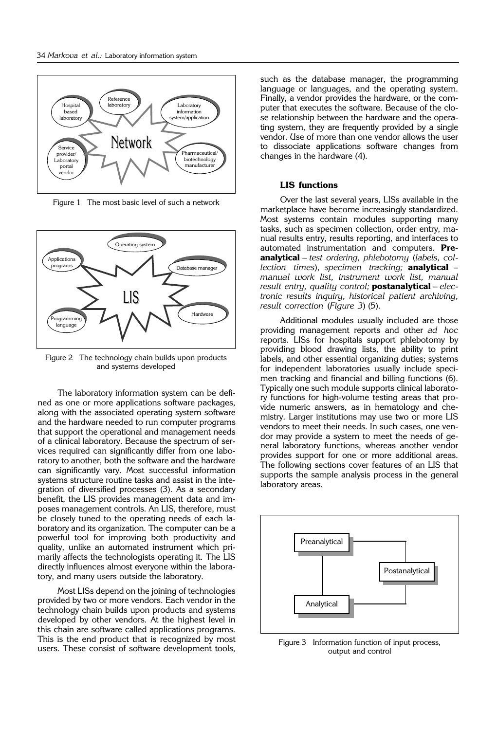Figure 1 The most basic level of such a network

Figure 2 The technology chain builds upon products and systems developed

The laboratory information system can be defined as one or more applications software packages, along with the associated operating system software and the hardware needed to run computer programs that support the operational and management needs of a clinical laboratory. Because the spectrum of services required can significantly differ from one laboratory to another, both the software and the hardware can significantly vary. Most successful information systems structure routine tasks and assist in the integration of diversified processes (3). As a secondary benefit, the LIS provides management data and imposes management controls. An LIS, therefore, must be closely tuned to the operating needs of each laboratory and its organization. The computer can be a powerful tool for improving both productivity and quality, unlike an automated instrument which primarily affects the technologists operating it. The LIS directly influences almost everyone within the laboratory, and many users outside the laboratory.

Most LISs depend on the joining of technologies provided by two or more vendors. Each vendor in the technology chain builds upon products and systems developed by other vendors. At the highest level in this chain are software called applications programs. This is the end product that is recognized by most users. These consist of software development tools, such as the database manager, the programming language or languages, and the operating system. Finally, a vendor provides the hardware, or the computer that executes the software. Because of the close relationship between the hardware and the operating system, they are frequently provided by a single vendor. Use of more than one vendor allows the user to dissociate applications software changes from changes in the hardware (4).

### LIS functions

Over the last several years, LISs available in the marketplace have become increasingly standardized. Most systems contain modules supporting many tasks, such as specimen collection, order entry, manual results entry, results reporting, and interfaces to automated instrumentation and computers. **Preanalytical** – *test ordering, phlebotomy* (*labels, collection times*), *specimen tracking;* **analytical** – *manual work list, instrument work list, manual result entry, quality control;* **postanalytical** – *electronic results inquiry, historical patient archiving, result correction* (*Figure 3*) (5).

Additional modules usually included are those providing management reports and other *ad hoc* reports. LISs for hospitals support phlebotomy by providing blood drawing lists, the ability to print labels, and other essential organizing duties; systems for independent laboratories usually include specimen tracking and financial and billing functions (6). Typically one such module supports clinical laboratory functions for high-volume testing areas that provide numeric answers, as in hematology and chemistry. Larger institutions may use two or more LIS vendors to meet their needs. In such cases, one vendor may provide a system to meet the needs of general laboratory functions, whereas another vendor provides support for one or more additional areas. The following sections cover features of an LIS that supports the sample analysis process in the general laboratory areas.

Figure 3 Information function of input process, output and control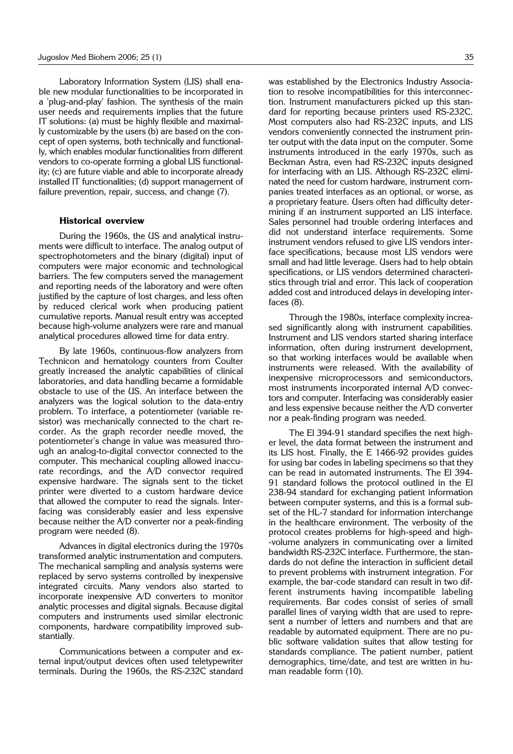Laboratory Information System (LIS) shall enable new modular functionalities to be incorporated in a 'plug-and-play' fashion. The synthesis of the main user needs and requirements implies that the future IT solutions: (a) must be highly flexible and maximally customizable by the users (b) are based on the concept of open systems, both technically and functionally, which enables modular functionalities from different vendors to co-operate forming a global LIS functionality; (c) are future viable and able to incorporate already installed IT functionalities; (d) support management of failure prevention, repair, success, and change (7).

### Historical overview

During the 1960s, the LIS and analytical instruments were difficult to interface. The analog output of spectrophotometers and the binary (digital) input of computers were major economic and technological barriers. The few computers served the management and reporting needs of the laboratory and were often justified by the capture of lost charges, and less often by reduced clerical work when producing patient cumulative reports. Manual result entry was accepted because high-volume analyzers were rare and manual analytical procedures allowed time for data entry.

By late 1960s, continuous-flow analyzers from Technicon and hematology counters from Coulter greatly increased the analytic capabilities of clinical laboratories, and data handling became a formidable obstacle to use of the LIS. An interface between the analyzers was the logical solution to the data-entry problem. To interface, a potentiometer (variable resistor) was mechanically connected to the chart recorder. As the graph recorder needle moved, the potentiometer's change in value was measured through an analog-to-digital convector connected to the computer. This mechanical coupling allowed inaccurate recordings, and the A/D convector required expensive hardware. The signals sent to the ticket printer were diverted to a custom hardware device that allowed the computer to read the signals. Interfacing was considerably easier and less expensive because neither the A/D converter nor a peak-finding program were needed (8).

Advances in digital electronics during the 1970s transformed analytic instrumentation and computers. The mechanical sampling and analysis systems were replaced by servo systems controlled by inexpensive integrated circuits. Many vendors also started to incorporate inexpensive A/D converters to monitor analytic processes and digital signals. Because digital computers and instruments used similar electronic components, hardware compatibility improved substantially.

Communications between a computer and external input/output devices often used teletypewriter terminals. During the 1960s, the RS-232C standard was established by the Electronics Industry Association to resolve incompatibilities for this interconnection. Instrument manufacturers picked up this standard for reporting because printers used RS-232C. Most computers also had RS-232C inputs, and LIS vendors conveniently connected the instrument printer output with the data input on the computer. Some instruments introduced in the early 1970s, such as Beckman Astra, even had RS-232C inputs designed for interfacing with an LIS. Although RS-232C eliminated the need for custom hardware, instrument companies treated interfaces as an optional, or worse, as a proprietary feature. Users often had difficulty determining if an instrument supported an LIS interface. Sales personnel had trouble ordering interfaces and did not understand interface requirements. Some instrument vendors refused to give LIS vendors interface specifications, because most LIS vendors were small and had little leverage. Users had to help obtain specifications, or LIS vendors determined characteristics through trial and error. This lack of cooperation added cost and introduced delays in developing interfaces (8).

Through the 1980s, interface complexity increased significantly along with instrument capabilities. Instrument and LIS vendors started sharing interface information, often during instrument development, so that working interfaces would be available when instruments were released. With the availability of inexpensive microprocessors and semiconductors, most instruments incorporated internal A/D convectors and computer. Interfacing was considerably easier and less expensive because neither the A/D converter nor a peak-finding program was needed.

The El 394-91 standard specifies the next higher level, the data format between the instrument and its LIS host. Finally, the E 1466-92 provides guides for using bar codes in labeling specimens so that they can be read in automated instruments. The El 394-91 standard follows the protocol outlined in the El 238-94 standard for exchanging patient information between computer systems, and this is a formal subset of the HL-7 standard for information interchange in the healthcare environment. The verbosity of the protocol creates problems for high-speed and high-volume analyzers in communicating over a limited bandwidth RS-232C interface. Furthermore, the standards do not define the interaction in sufficient detail to prevent problems with instrument integration. For example, the bar-code standard can result in two different instruments having incompatible labeling requirements. Bar codes consist of series of small parallel lines of varying width that are used to represent a number of letters and numbers and that are readable by automated equipment. There are no public software validation suites that allow testing for standards compliance. The patient number, patient demographics, time/date, and test are written in human readable form (10).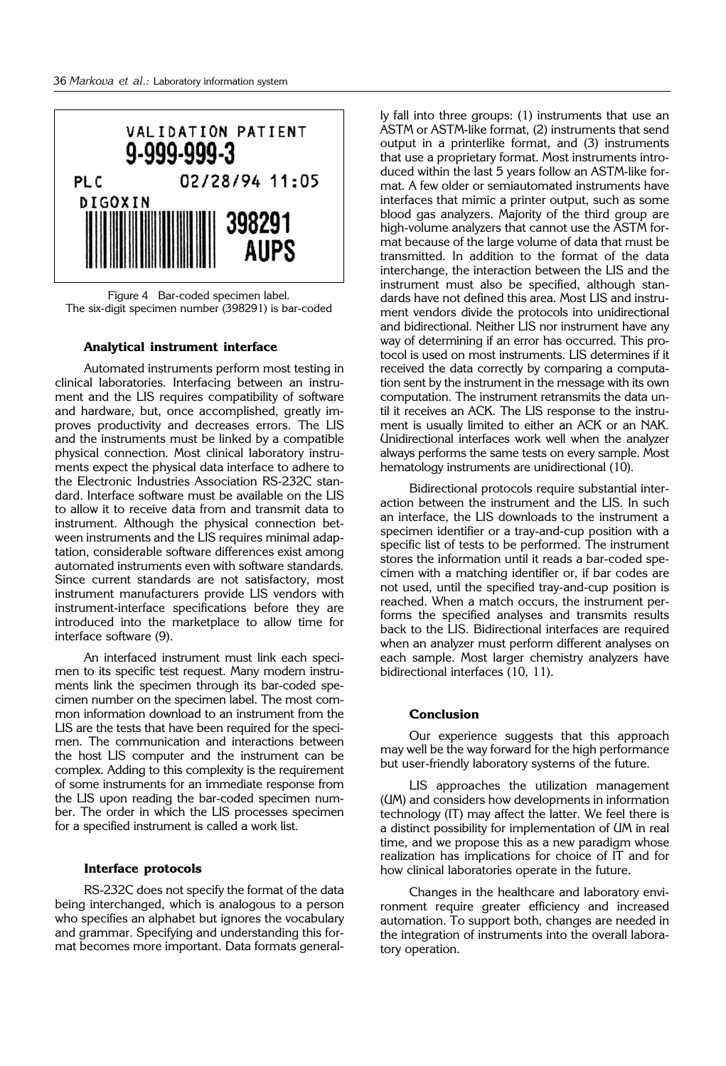Figure 4 Bar-coded specimen label. The six-digit specimen number (398291) is bar-coded

### Analytical instrument interface

Automated instruments perform most testing in clinical laboratories. Interfacing between an instrument and the LIS requires compatibility of software and hardware, but, once accomplished, greatly improves productivity and decreases errors. The LIS and the instruments must be linked by a compatible physical connection. Most clinical laboratory instruments expect the physical data interface to adhere to the Electronic Industries Association RS-232C standard. Interface software must be available on the LIS to allow it to receive data from and transmit data to instrument. Although the physical connection between instruments and the LIS requires minimal adaptation, considerable software differences exist among automated instruments even with software standards. Since current standards are not satisfactory, most instrument manufacturers provide LIS vendors with instrument-interface specifications before they are introduced into the marketplace to allow time for interface software (9).

An interfaced instrument must link each specimen to its specific test request. Many modern instruments link the specimen through its bar-coded specimen number on the specimen label. The most common information download to an instrument from the LIS are the tests that have been required for the specimen. The communication and interactions between the host LIS computer and the instrument can be complex. Adding to this complexity is the requirement of some instruments for an immediate response from the LIS upon reading the bar-coded specimen number. The order in which the LIS processes specimen for a specified instrument is called a work list.

### Interface protocols

RS-232C does not specify the format of the data being interchanged, which is analogous to a person who specifies an alphabet but ignores the vocabulary and grammar. Specifying and understanding this format becomes more important. Data formats generally fall into three groups: (1) instruments that use an ASTM or ASTM-like format, (2) instruments that send output in a printerlike format, and (3) instruments that use a proprietary format. Most instruments introduced within the last 5 years follow an ASTM-like format. A few older or semiautomated instruments have interfaces that mimic a printer output, such as some blood gas analyzers. Majority of the third group are high-volume analyzers that cannot use the ASTM format because of the large volume of data that must be transmitted. In addition to the format of the data interchange, the interaction between the LIS and the instrument must also be specified, although standards have not defined this area. Most LIS and instrument vendors divide the protocols into unidirectional and bidirectional. Neither LIS nor instrument have any way of determining if an error has occurred. This protocol is used on most instruments. LIS determines if it received the data correctly by comparing a computation sent by the instrument in the message with its own computation. The instrument retransmits the data until it receives an ACK. The LIS response to the instrument is usually limited to either an ACK or an NAK. Unidirectional interfaces work well when the analyzer always performs the same tests on every sample. Most hematology instruments are unidirectional (10).

Bidirectional protocols require substantial interaction between the instrument and the LIS. In such an interface, the LIS downloads to the instrument a specimen identifier or a tray-and-cup position with a specific list of tests to be performed. The instrument stores the information until it reads a bar-coded specimen with a matching identifier or, if bar codes are not used, until the specified tray-and-cup position is reached. When a match occurs, the instrument performs the specified analyses and transmits results back to the LIS. Bidirectional interfaces are required when an analyzer must perform different analyses on each sample. Most larger chemistry analyzers have bidirectional interfaces (10, 11).

### Conclusion

Our experience suggests that this approach may well be the way forward for the high performance but user-friendly laboratory systems of the future.

LIS approaches the utilization management (UM) and considers how developments in information technology (IT) may affect the latter. We feel there is a distinct possibility for implementation of UM in real time, and we propose this as a new paradigm whose realization has implications for choice of IT and for how clinical laboratories operate in the future.

Changes in the healthcare and laboratory environment require greater efficiency and increased automation. To support both, changes are needed in the integration of instruments into the overall laboratory operation.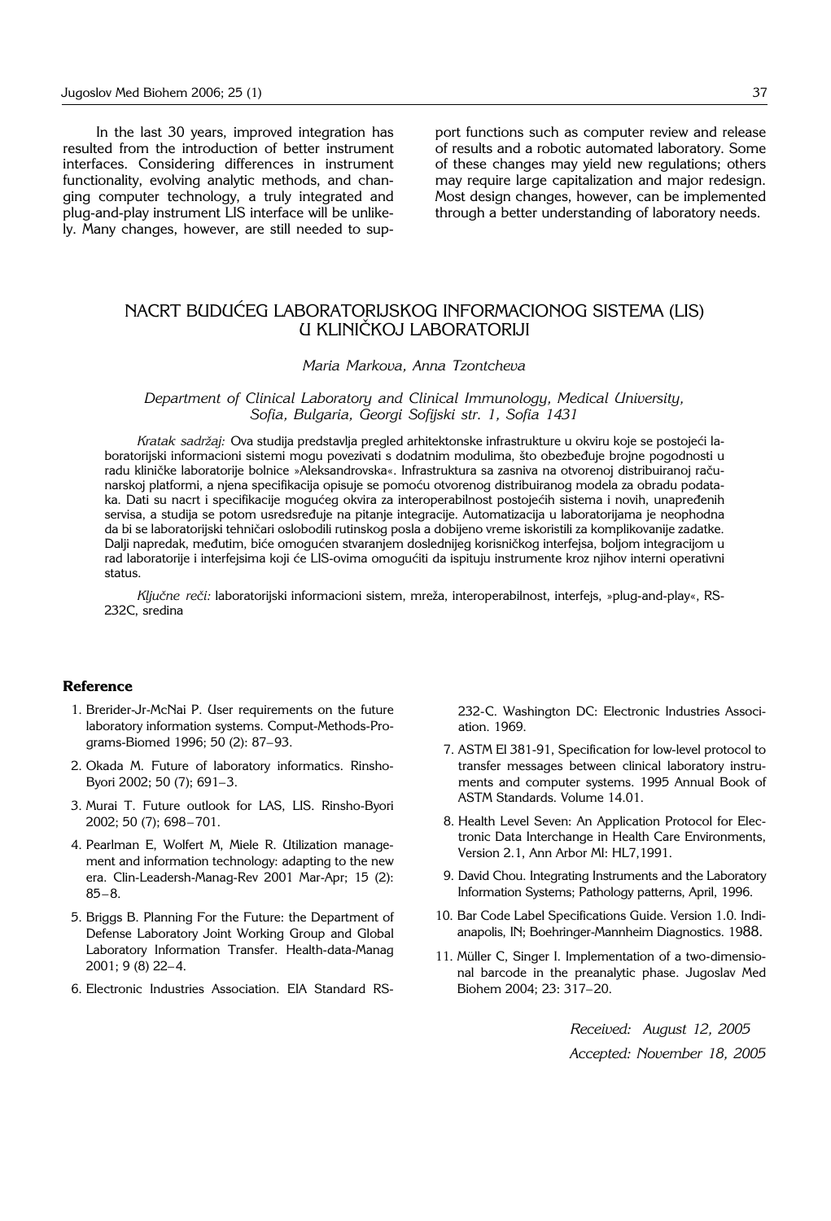In the last 30 years, improved integration has resulted from the introduction of better instrument interfaces. Considering differences in instrument functionality, evolving analytic methods, and changing computer technology, a truly integrated and plug-and-play instrument LIS interface will be unlikely. Many changes, however, are still needed to support functions such as computer review and release of results and a robotic automated laboratory. Some of these changes may yield new regulations; others may require large capitalization and major redesign. Most design changes, however, can be implemented through a better understanding of laboratory needs.

## NACRT BUDUĆEG LABORATORIJSKOG INFORMACIONOG SISTEMA (LIS) U KLINIČKOJ LABORATORIJI

*Maria Markova, Anna Tzontcheva*

*Department of Clinical Laboratory and Clinical Immunology, Medical University, Sofia, Bulgaria, Georgi Sofijski str. 1, Sofia 1431*

*Kratak sadržaj:* Ova studija predstavlja pregled arhitektonske infrastrukture u okviru koje se postojeći laboratorijski informacioni sistemi mogu povezivati s dodatnim modulima, što obezbeđuje brojne pogodnosti u radu kliničke laboratorije bolnice »Aleksandrovska«. Infrastruktura sa zasniva na otvorenoj distribuiranoj računarskoj platformi, a njena specifikacija opisuje se pomoću otvorenog distribuiranog modela za obradu podataka. Dati su nacrt i specifikacije mogućeg okvira za interoperabilnost postojećih sistema i novih, unapređenih servisa, a studija se potom usredsređuje na pitanje integracije. Automatizacija u laboratorijama je neophodna da bi se laboratorijski tehničari oslobodili rutinskog posla a dobijeno vreme iskoristili za komplikovanije zadatke. Dalji napredak, međutim, biće omogućen stvaranjem doslednijeg korisničkog interfejsa, boljom integracijom u rad laboratorije i interfejsima koji će LIS-ovima omogućiti da ispituju instrumente kroz njihov interni operativni status.

*Ključne reči:* laboratorijski informacioni sistem, mreža, interoperabilnost, interfejs, »plug-and-play«, RS-232C, sredina

### Reference

1. Brerider-Jr-McNai P. User requirements on the future laboratory information systems. Comput-Methods-Programs-Biomed 1996; 50 (2): 87–93.
2. Okada M. Future of laboratory informatics. Rinsho-Byori 2002; 50 (7); 691–3.
3. Murai T. Future outlook for LAS, LIS. Rinsho-Byori 2002; 50 (7); 698–701.
4. Pearlman E, Wolfert M, Miele R. Utilization management and information technology: adapting to the new era. Clin-Leadersh-Manag-Rev 2001 Mar-Apr; 15 (2): 85–8.
5. Briggs B. Planning For the Future: the Department of Defense Laboratory Joint Working Group and Global Laboratory Information Transfer. Health-data-Manag 2001; 9 (8) 22–4.
6. Electronic Industries Association. EIA Standard RS-232-C. Washington DC: Electronic Industries Association. 1969.
7. ASTM El 381-91, Specification for low-level protocol to transfer messages between clinical laboratory instruments and computer systems. 1995 Annual Book of ASTM Standards. Volume 14.01.
8. Health Level Seven: An Application Protocol for Electronic Data Interchange in Health Care Environments, Version 2.1, Ann Arbor MI: HL7,1991.
9. David Chou. Integrating Instruments and the Laboratory Information Systems; Pathology patterns, April, 1996.
10. Bar Code Label Specifications Guide. Version 1.0. Indianapolis, IN; Boehringer-Mannheim Diagnostics. 1988.
11. Müller C, Singer I. Implementation of a two-dimensional barcode in the preanalytic phase. Jugoslav Med Biohem 2004; 23: 317–20.

*Received: August 12, 2005*
*Accepted: November 18, 2005*